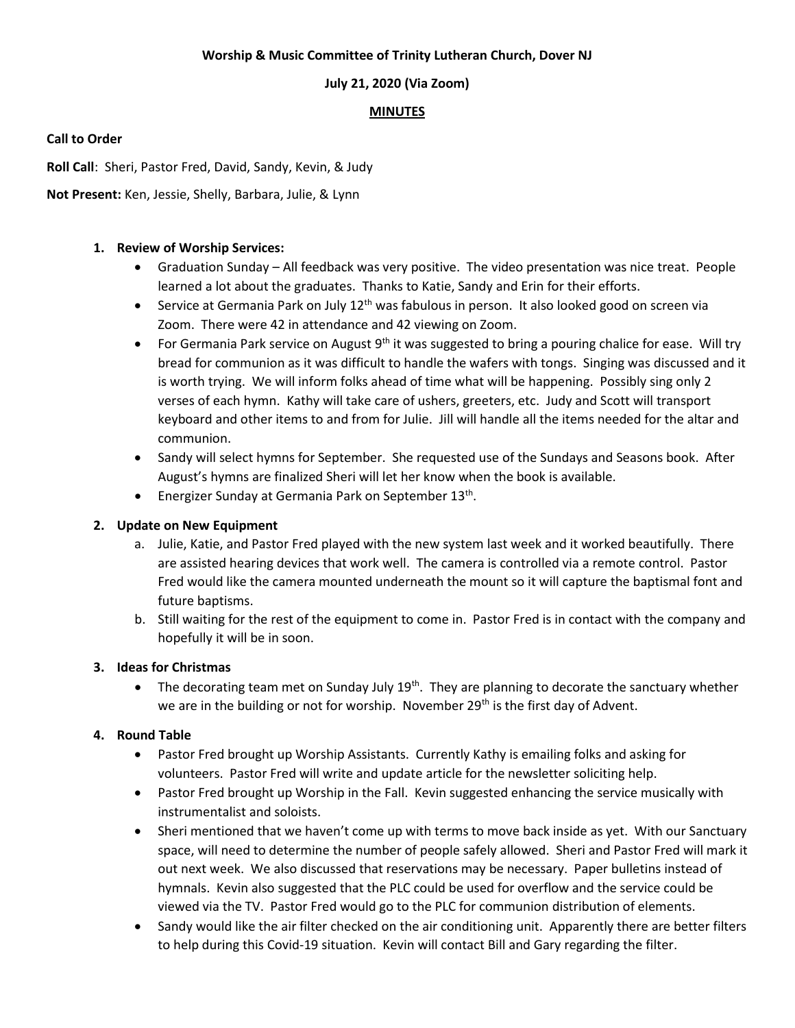**Worship & Music Committee of Trinity Lutheran Church, Dover NJ**

**July 21, 2020 (Via Zoom)**

**MINUTES**

**Call to Order**

**Roll Call**: Sheri, Pastor Fred, David, Sandy, Kevin, & Judy

**Not Present:** Ken, Jessie, Shelly, Barbara, Julie, & Lynn

1. **Review of Worship Services:**
   - Graduation Sunday – All feedback was very positive. The video presentation was nice treat. People learned a lot about the graduates. Thanks to Katie, Sandy and Erin for their efforts.
   - Service at Germania Park on July 12th was fabulous in person. It also looked good on screen via Zoom. There were 42 in attendance and 42 viewing on Zoom.
   - For Germania Park service on August 9th it was suggested to bring a pouring chalice for ease. Will try bread for communion as it was difficult to handle the wafers with tongs. Singing was discussed and it is worth trying. We will inform folks ahead of time what will be happening. Possibly sing only 2 verses of each hymn. Kathy will take care of ushers, greeters, etc. Judy and Scott will transport keyboard and other items to and from for Julie. Jill will handle all the items needed for the altar and communion.
   - Sandy will select hymns for September. She requested use of the Sundays and Seasons book. After August's hymns are finalized Sheri will let her know when the book is available.
   - Energizer Sunday at Germania Park on September 13th.

2. **Update on New Equipment**
   a. Julie, Katie, and Pastor Fred played with the new system last week and it worked beautifully. There are assisted hearing devices that work well. The camera is controlled via a remote control. Pastor Fred would like the camera mounted underneath the mount so it will capture the baptismal font and future baptisms.
   b. Still waiting for the rest of the equipment to come in. Pastor Fred is in contact with the company and hopefully it will be in soon.

3. **Ideas for Christmas**
   - The decorating team met on Sunday July 19th. They are planning to decorate the sanctuary whether we are in the building or not for worship. November 29th is the first day of Advent.

4. **Round Table**
   - Pastor Fred brought up Worship Assistants. Currently Kathy is emailing folks and asking for volunteers. Pastor Fred will write and update article for the newsletter soliciting help.
   - Pastor Fred brought up Worship in the Fall. Kevin suggested enhancing the service musically with instrumentalist and soloists.
   - Sheri mentioned that we haven't come up with terms to move back inside as yet. With our Sanctuary space, will need to determine the number of people safely allowed. Sheri and Pastor Fred will mark it out next week. We also discussed that reservations may be necessary. Paper bulletins instead of hymnals. Kevin also suggested that the PLC could be used for overflow and the service could be viewed via the TV. Pastor Fred would go to the PLC for communion distribution of elements.
   - Sandy would like the air filter checked on the air conditioning unit. Apparently there are better filters to help during this Covid-19 situation. Kevin will contact Bill and Gary regarding the filter.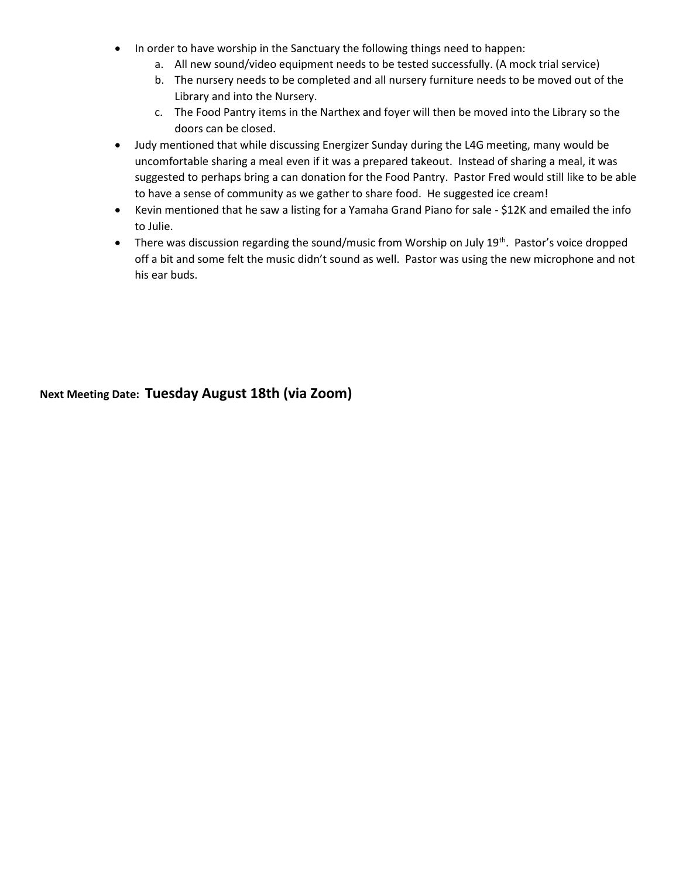- In order to have worship in the Sanctuary the following things need to happen:
    a. All new sound/video equipment needs to be tested successfully. (A mock trial service)
    b. The nursery needs to be completed and all nursery furniture needs to be moved out of the Library and into the Nursery.
    c. The Food Pantry items in the Narthex and foyer will then be moved into the Library so the doors can be closed.
- Judy mentioned that while discussing Energizer Sunday during the L4G meeting, many would be uncomfortable sharing a meal even if it was a prepared takeout. Instead of sharing a meal, it was suggested to perhaps bring a can donation for the Food Pantry. Pastor Fred would still like to be able to have a sense of community as we gather to share food. He suggested ice cream!
- Kevin mentioned that he saw a listing for a Yamaha Grand Piano for sale - $12K and emailed the info to Julie.
- There was discussion regarding the sound/music from Worship on July 19th. Pastor's voice dropped off a bit and some felt the music didn't sound as well. Pastor was using the new microphone and not his ear buds.

**Next Meeting Date: Tuesday August 18th (via Zoom)**